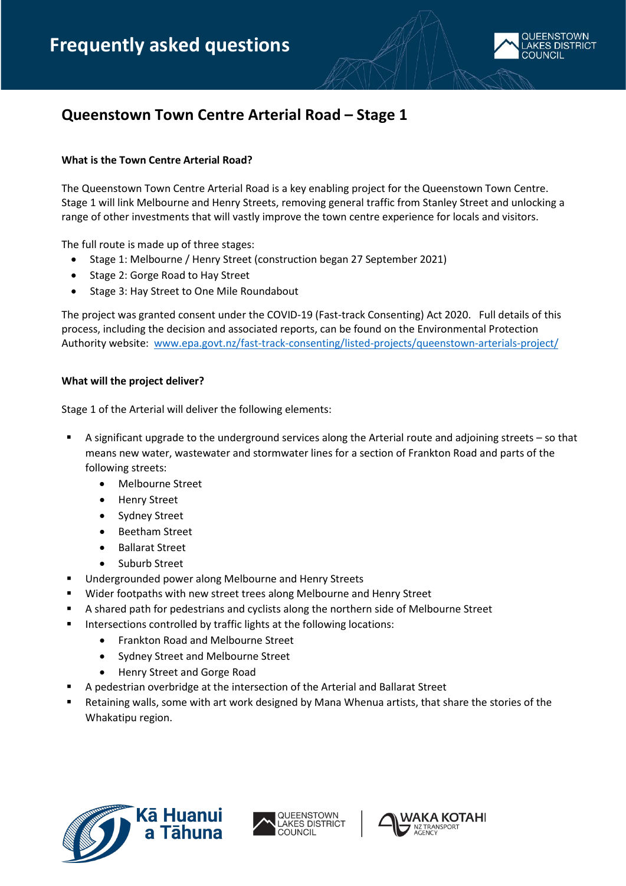# Frequently asked questions

## Queenstown Town Centre Arterial Road – Stage 1

**What is the Town Centre Arterial Road?**

The Queenstown Town Centre Arterial Road is a key enabling project for the Queenstown Town Centre. Stage 1 will link Melbourne and Henry Streets, removing general traffic from Stanley Street and unlocking a range of other investments that will vastly improve the town centre experience for locals and visitors.

The full route is made up of three stages:

- Stage 1: Melbourne / Henry Street (construction began 27 September 2021)
- Stage 2: Gorge Road to Hay Street
- Stage 3: Hay Street to One Mile Roundabout

The project was granted consent under the COVID-19 (Fast-track Consenting) Act 2020. Full details of this process, including the decision and associated reports, can be found on the Environmental Protection Authority website: [www.epa.govt.nz/fast-track-consenting/listed-projects/queenstown-arterials-project/](www.epa.govt.nz/fast-track-consenting/listed-projects/queenstown-arterials-project/)

**What will the project deliver?**

Stage 1 of the Arterial will deliver the following elements:

- A significant upgrade to the underground services along the Arterial route and adjoining streets – so that means new water, wastewater and stormwater lines for a section of Frankton Road and parts of the following streets:
  - Melbourne Street
  - Henry Street
  - Sydney Street
  - Beetham Street
  - Ballarat Street
  - Suburb Street
- Undergrounded power along Melbourne and Henry Streets
- Wider footpaths with new street trees along Melbourne and Henry Street
- A shared path for pedestrians and cyclists along the northern side of Melbourne Street
- Intersections controlled by traffic lights at the following locations:
  - Frankton Road and Melbourne Street
  - Sydney Street and Melbourne Street
  - Henry Street and Gorge Road
- A pedestrian overbridge at the intersection of the Arterial and Ballarat Street
- Retaining walls, some with art work designed by Mana Whenua artists, that share the stories of the Whakatipu region.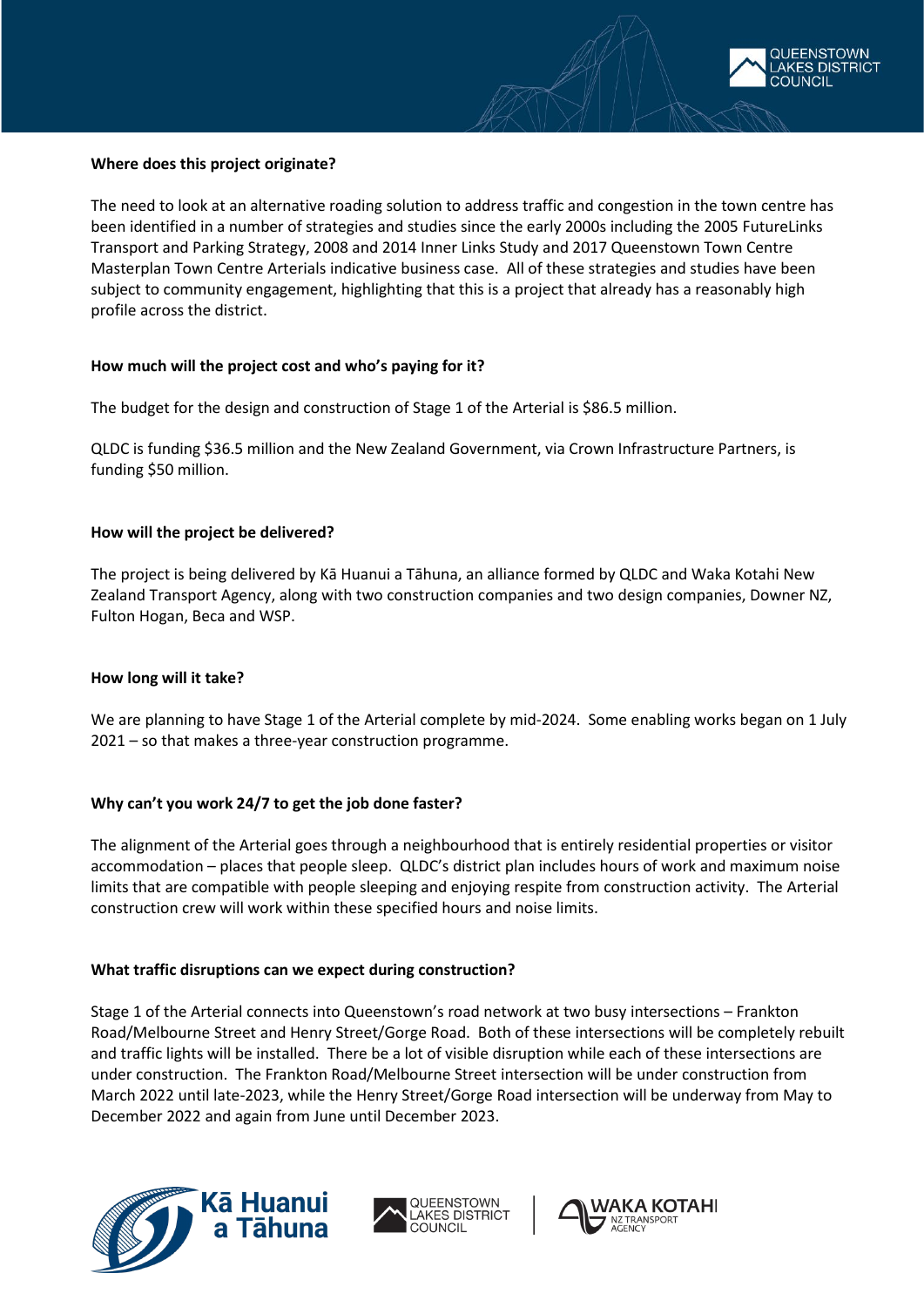**Where does this project originate?**

The need to look at an alternative roading solution to address traffic and congestion in the town centre has been identified in a number of strategies and studies since the early 2000s including the 2005 FutureLinks Transport and Parking Strategy, 2008 and 2014 Inner Links Study and 2017 Queenstown Town Centre Masterplan Town Centre Arterials indicative business case. All of these strategies and studies have been subject to community engagement, highlighting that this is a project that already has a reasonably high profile across the district.

**How much will the project cost and who's paying for it?**

The budget for the design and construction of Stage 1 of the Arterial is $86.5 million.

QLDC is funding $36.5 million and the New Zealand Government, via Crown Infrastructure Partners, is funding $50 million.

**How will the project be delivered?**

The project is being delivered by Kā Huanui a Tāhuna, an alliance formed by QLDC and Waka Kotahi New Zealand Transport Agency, along with two construction companies and two design companies, Downer NZ, Fulton Hogan, Beca and WSP.

**How long will it take?**

We are planning to have Stage 1 of the Arterial complete by mid-2024. Some enabling works began on 1 July 2021 – so that makes a three-year construction programme.

**Why can't you work 24/7 to get the job done faster?**

The alignment of the Arterial goes through a neighbourhood that is entirely residential properties or visitor accommodation – places that people sleep. QLDC's district plan includes hours of work and maximum noise limits that are compatible with people sleeping and enjoying respite from construction activity. The Arterial construction crew will work within these specified hours and noise limits.

**What traffic disruptions can we expect during construction?**

Stage 1 of the Arterial connects into Queenstown's road network at two busy intersections – Frankton Road/Melbourne Street and Henry Street/Gorge Road. Both of these intersections will be completely rebuilt and traffic lights will be installed. There be a lot of visible disruption while each of these intersections are under construction. The Frankton Road/Melbourne Street intersection will be under construction from March 2022 until late-2023, while the Henry Street/Gorge Road intersection will be underway from May to December 2022 and again from June until December 2023.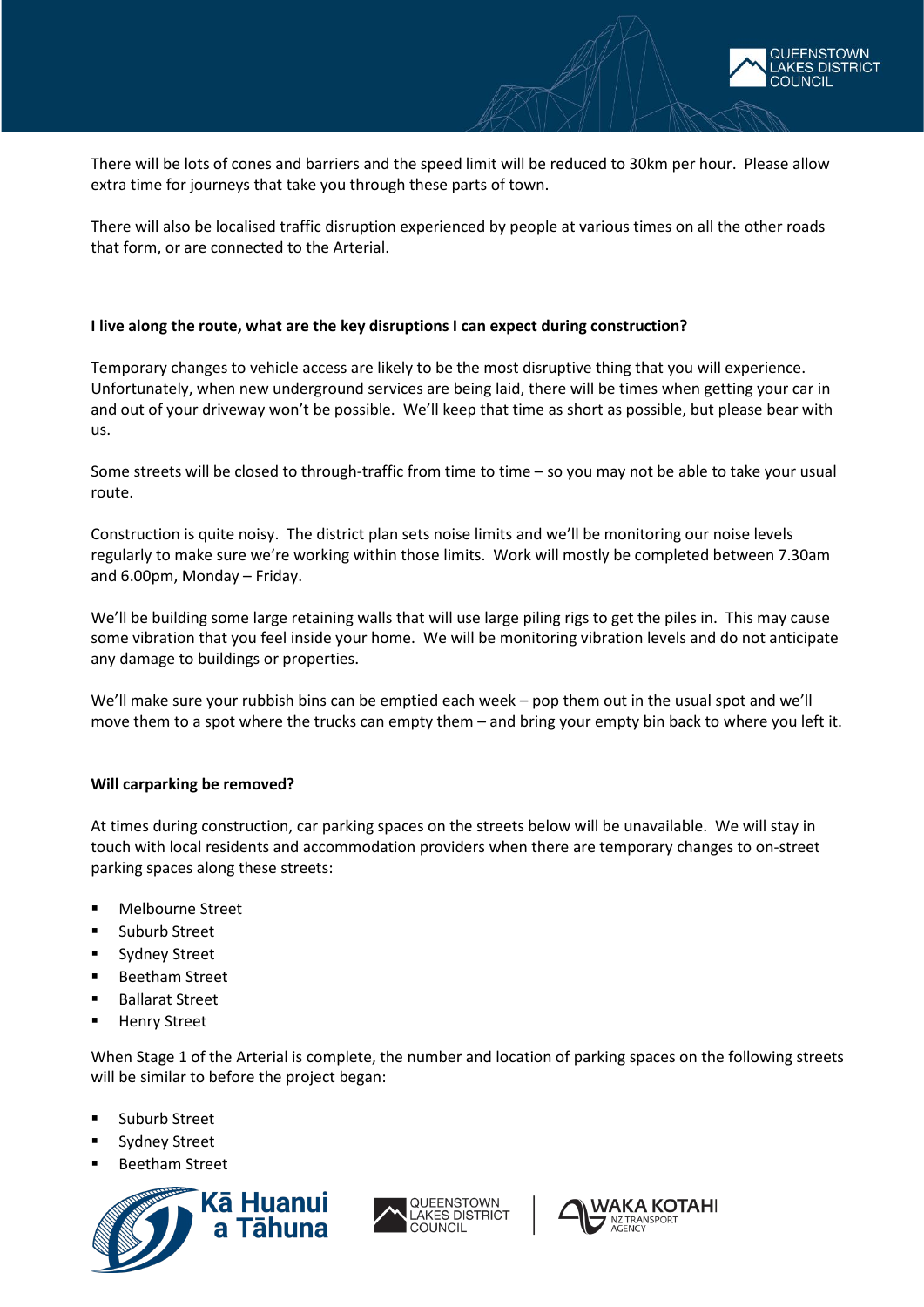There will be lots of cones and barriers and the speed limit will be reduced to 30km per hour. Please allow extra time for journeys that take you through these parts of town.

There will also be localised traffic disruption experienced by people at various times on all the other roads that form, or are connected to the Arterial.

**I live along the route, what are the key disruptions I can expect during construction?**

Temporary changes to vehicle access are likely to be the most disruptive thing that you will experience. Unfortunately, when new underground services are being laid, there will be times when getting your car in and out of your driveway won't be possible. We'll keep that time as short as possible, but please bear with us.

Some streets will be closed to through-traffic from time to time – so you may not be able to take your usual route.

Construction is quite noisy. The district plan sets noise limits and we'll be monitoring our noise levels regularly to make sure we're working within those limits. Work will mostly be completed between 7.30am and 6.00pm, Monday – Friday.

We'll be building some large retaining walls that will use large piling rigs to get the piles in. This may cause some vibration that you feel inside your home. We will be monitoring vibration levels and do not anticipate any damage to buildings or properties.

We'll make sure your rubbish bins can be emptied each week – pop them out in the usual spot and we'll move them to a spot where the trucks can empty them – and bring your empty bin back to where you left it.

**Will carparking be removed?**

At times during construction, car parking spaces on the streets below will be unavailable. We will stay in touch with local residents and accommodation providers when there are temporary changes to on-street parking spaces along these streets:

- Melbourne Street
- Suburb Street
- Sydney Street
- Beetham Street
- Ballarat Street
- Henry Street

When Stage 1 of the Arterial is complete, the number and location of parking spaces on the following streets will be similar to before the project began:

- Suburb Street
- Sydney Street
- Beetham Street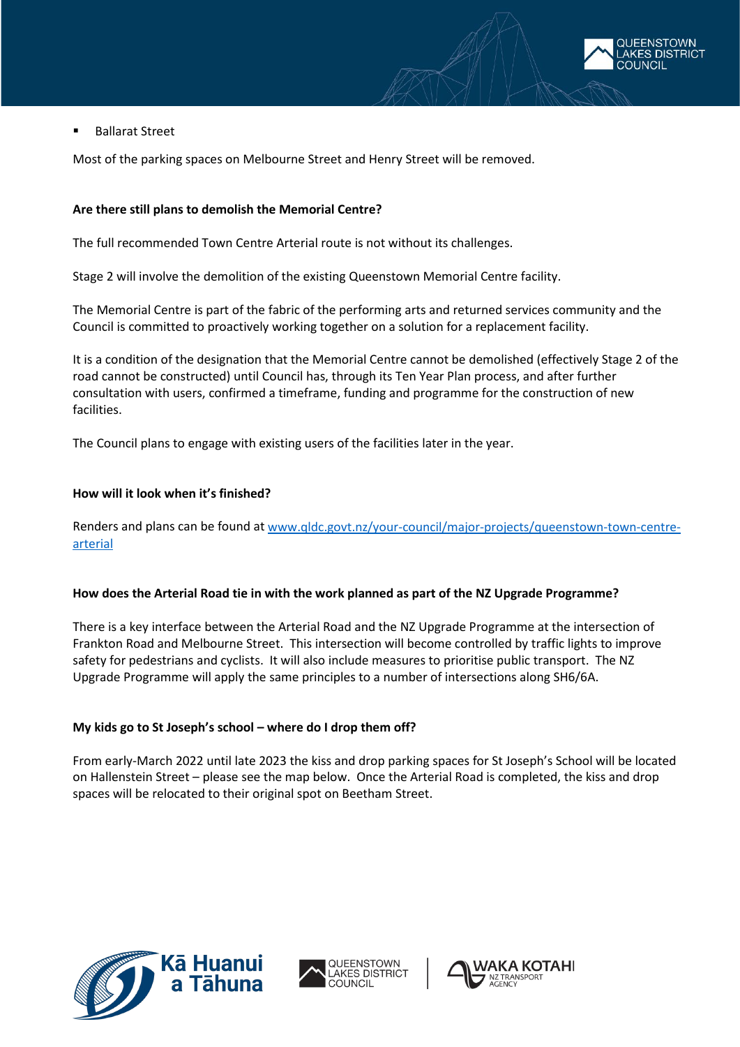- Ballarat Street

Most of the parking spaces on Melbourne Street and Henry Street will be removed.

**Are there still plans to demolish the Memorial Centre?**

The full recommended Town Centre Arterial route is not without its challenges.

Stage 2 will involve the demolition of the existing Queenstown Memorial Centre facility.

The Memorial Centre is part of the fabric of the performing arts and returned services community and the Council is committed to proactively working together on a solution for a replacement facility.

It is a condition of the designation that the Memorial Centre cannot be demolished (effectively Stage 2 of the road cannot be constructed) until Council has, through its Ten Year Plan process, and after further consultation with users, confirmed a timeframe, funding and programme for the construction of new facilities.

The Council plans to engage with existing users of the facilities later in the year.

**How will it look when it's finished?**

Renders and plans can be found at [www.qldc.govt.nz/your-council/major-projects/queenstown-town-centre-arterial](www.qldc.govt.nz/your-council/major-projects/queenstown-town-centre-arterial)

**How does the Arterial Road tie in with the work planned as part of the NZ Upgrade Programme?**

There is a key interface between the Arterial Road and the NZ Upgrade Programme at the intersection of Frankton Road and Melbourne Street. This intersection will become controlled by traffic lights to improve safety for pedestrians and cyclists. It will also include measures to prioritise public transport. The NZ Upgrade Programme will apply the same principles to a number of intersections along SH6/6A.

**My kids go to St Joseph's school – where do I drop them off?**

From early-March 2022 until late 2023 the kiss and drop parking spaces for St Joseph's School will be located on Hallenstein Street – please see the map below. Once the Arterial Road is completed, the kiss and drop spaces will be relocated to their original spot on Beetham Street.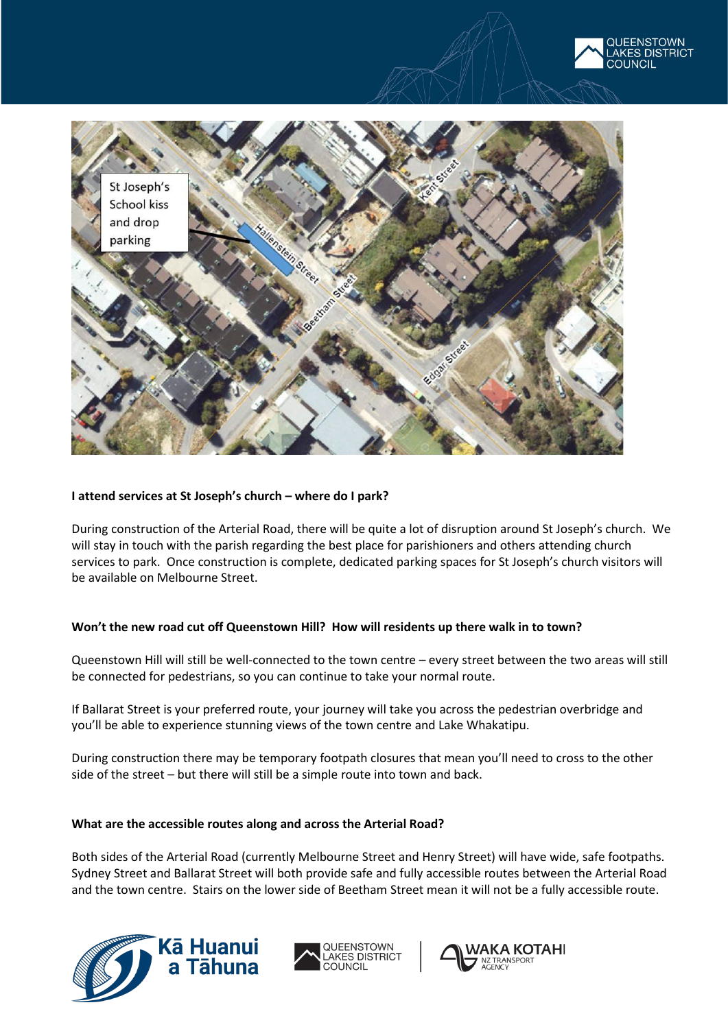### I attend services at St Joseph's church – where do I park?

During construction of the Arterial Road, there will be quite a lot of disruption around St Joseph's church. We will stay in touch with the parish regarding the best place for parishioners and others attending church services to park. Once construction is complete, dedicated parking spaces for St Joseph's church visitors will be available on Melbourne Street.

### Won't the new road cut off Queenstown Hill? How will residents up there walk in to town?

Queenstown Hill will still be well-connected to the town centre – every street between the two areas will still be connected for pedestrians, so you can continue to take your normal route.

If Ballarat Street is your preferred route, your journey will take you across the pedestrian overbridge and you'll be able to experience stunning views of the town centre and Lake Whakatipu.

During construction there may be temporary footpath closures that mean you'll need to cross to the other side of the street – but there will still be a simple route into town and back.

### What are the accessible routes along and across the Arterial Road?

Both sides of the Arterial Road (currently Melbourne Street and Henry Street) will have wide, safe footpaths. Sydney Street and Ballarat Street will both provide safe and fully accessible routes between the Arterial Road and the town centre. Stairs on the lower side of Beetham Street mean it will not be a fully accessible route.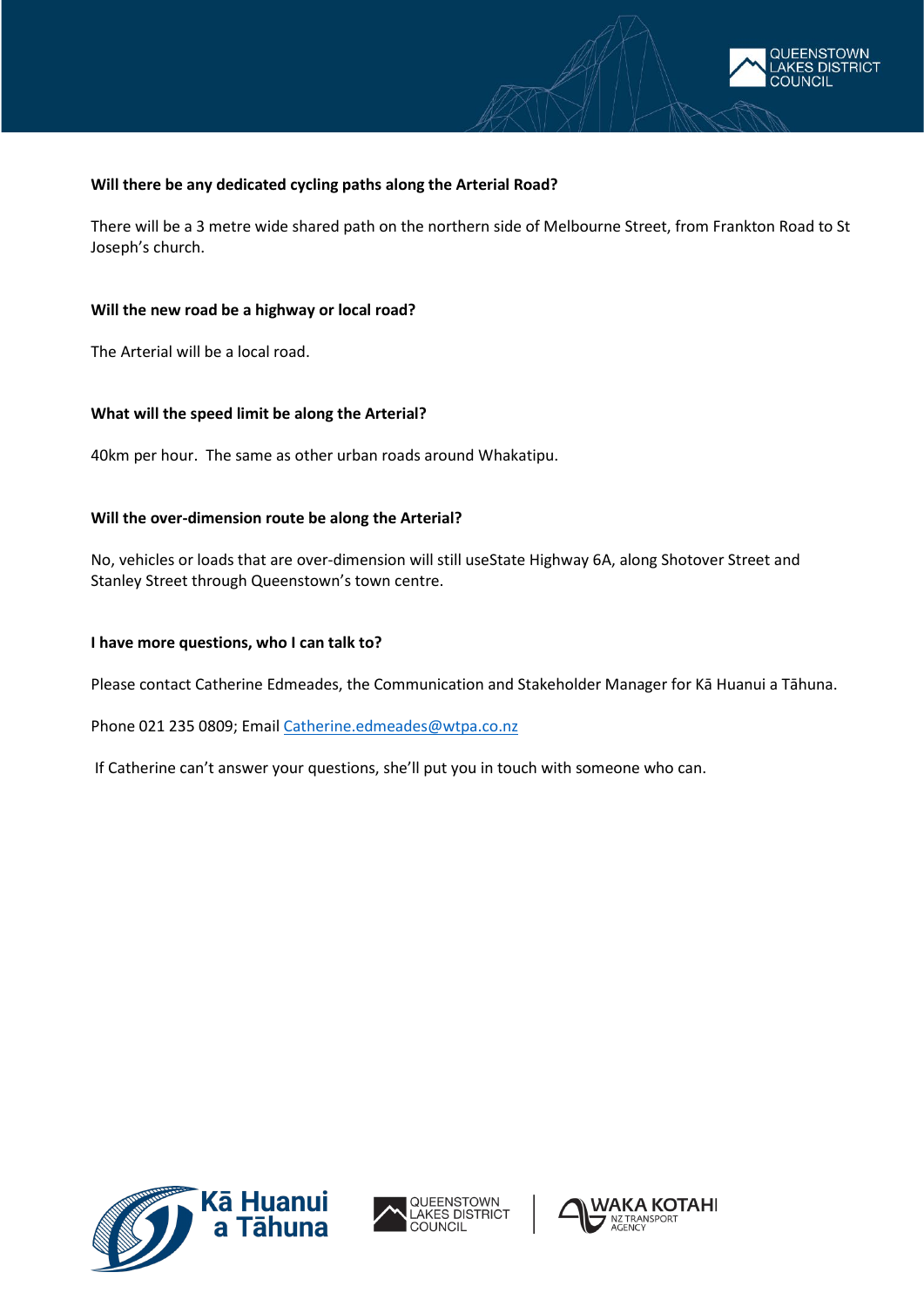**Will there be any dedicated cycling paths along the Arterial Road?**

There will be a 3 metre wide shared path on the northern side of Melbourne Street, from Frankton Road to St Joseph's church.

**Will the new road be a highway or local road?**

The Arterial will be a local road.

**What will the speed limit be along the Arterial?**

40km per hour. The same as other urban roads around Whakatipu.

**Will the over-dimension route be along the Arterial?**

No, vehicles or loads that are over-dimension will still useState Highway 6A, along Shotover Street and Stanley Street through Queenstown's town centre.

**I have more questions, who I can talk to?**

Please contact Catherine Edmeades, the Communication and Stakeholder Manager for Kā Huanui a Tāhuna.

Phone 021 235 0809; Email Catherine.edmeades@wtpa.co.nz

If Catherine can't answer your questions, she'll put you in touch with someone who can.